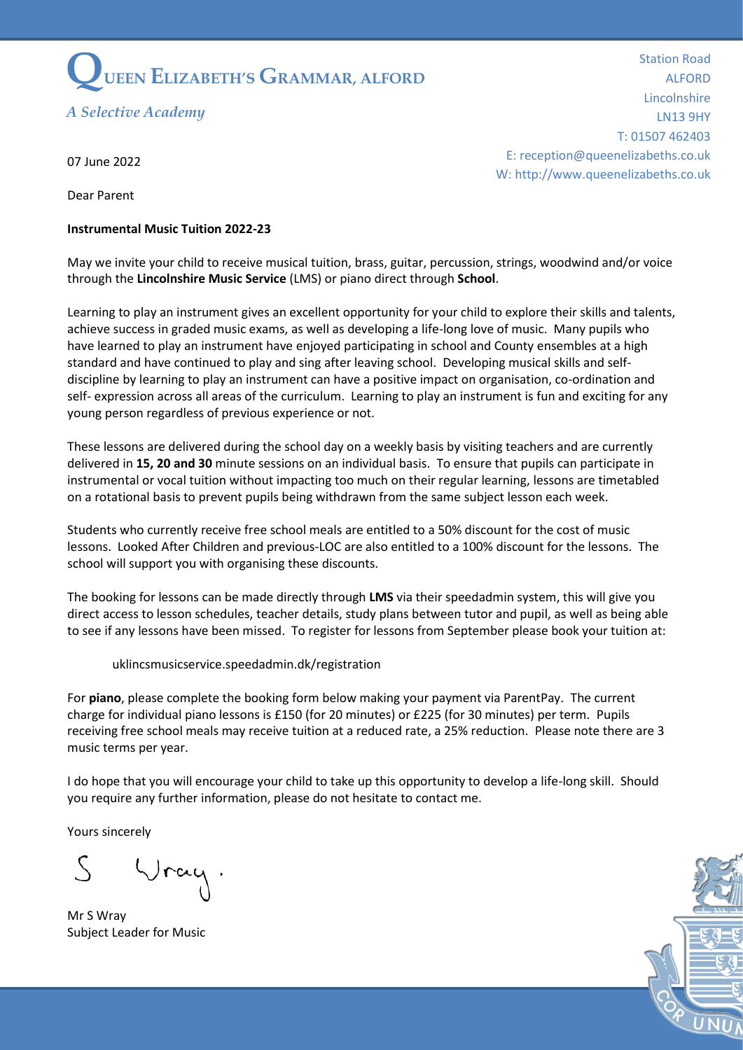# QUEEN ELIZABETH'S GRAMMAR, ALFORD

*A Selective Academy*

Station Road
ALFORD
Lincolnshire
LN13 9HY
T: 01507 462403
E: reception@queenelizabeths.co.uk
W: http://www.queenelizabeths.co.uk

07 June 2022

Dear Parent

**Instrumental Music Tuition 2022-23**

May we invite your child to receive musical tuition, brass, guitar, percussion, strings, woodwind and/or voice through the **Lincolnshire Music Service** (LMS) or piano direct through **School**.

Learning to play an instrument gives an excellent opportunity for your child to explore their skills and talents, achieve success in graded music exams, as well as developing a life-long love of music. Many pupils who have learned to play an instrument have enjoyed participating in school and County ensembles at a high standard and have continued to play and sing after leaving school. Developing musical skills and self-discipline by learning to play an instrument can have a positive impact on organisation, co-ordination and self- expression across all areas of the curriculum. Learning to play an instrument is fun and exciting for any young person regardless of previous experience or not.

These lessons are delivered during the school day on a weekly basis by visiting teachers and are currently delivered in **15, 20 and 30** minute sessions on an individual basis. To ensure that pupils can participate in instrumental or vocal tuition without impacting too much on their regular learning, lessons are timetabled on a rotational basis to prevent pupils being withdrawn from the same subject lesson each week.

Students who currently receive free school meals are entitled to a 50% discount for the cost of music lessons. Looked After Children and previous-LOC are also entitled to a 100% discount for the lessons. The school will support you with organising these discounts.

The booking for lessons can be made directly through **LMS** via their speedadmin system, this will give you direct access to lesson schedules, teacher details, study plans between tutor and pupil, as well as being able to see if any lessons have been missed. To register for lessons from September please book your tuition at:

uklincsmusicservice.speedadmin.dk/registration

For **piano**, please complete the booking form below making your payment via ParentPay. The current charge for individual piano lessons is £150 (for 20 minutes) or £225 (for 30 minutes) per term. Pupils receiving free school meals may receive tuition at a reduced rate, a 25% reduction. Please note there are 3 music terms per year.

I do hope that you will encourage your child to take up this opportunity to develop a life-long skill. Should you require any further information, please do not hesitate to contact me.

Yours sincerely

S Wray.

Mr S Wray
Subject Leader for Music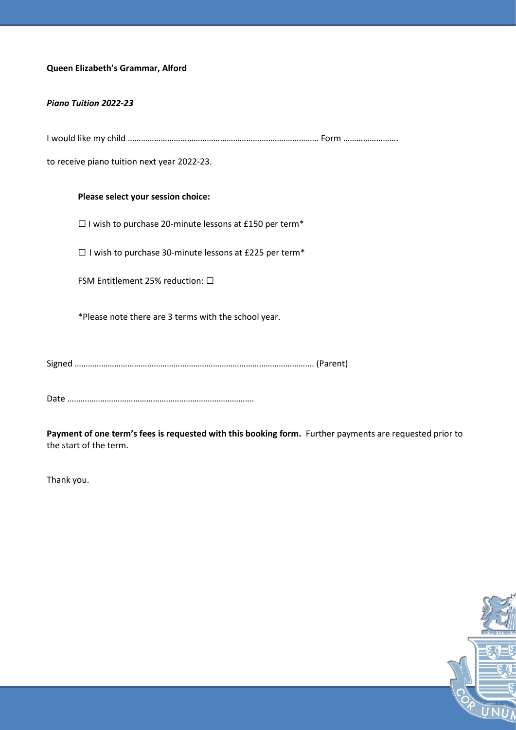**Queen Elizabeth's Grammar, Alford**

***Piano Tuition 2022-23***

I would like my child …………………………………………………………………………… Form …………………….

to receive piano tuition next year 2022-23.

**Please select your session choice:**

☐ I wish to purchase 20-minute lessons at £150 per term*

☐ I wish to purchase 30-minute lessons at £225 per term*

FSM Entitlement 25% reduction: ☐

*Please note there are 3 terms with the school year.

Signed ………………………………………………………………………………………………. (Parent)

Date ………………………………………………………………………….

**Payment of one term's fees is requested with this booking form.** Further payments are requested prior to the start of the term.

Thank you.